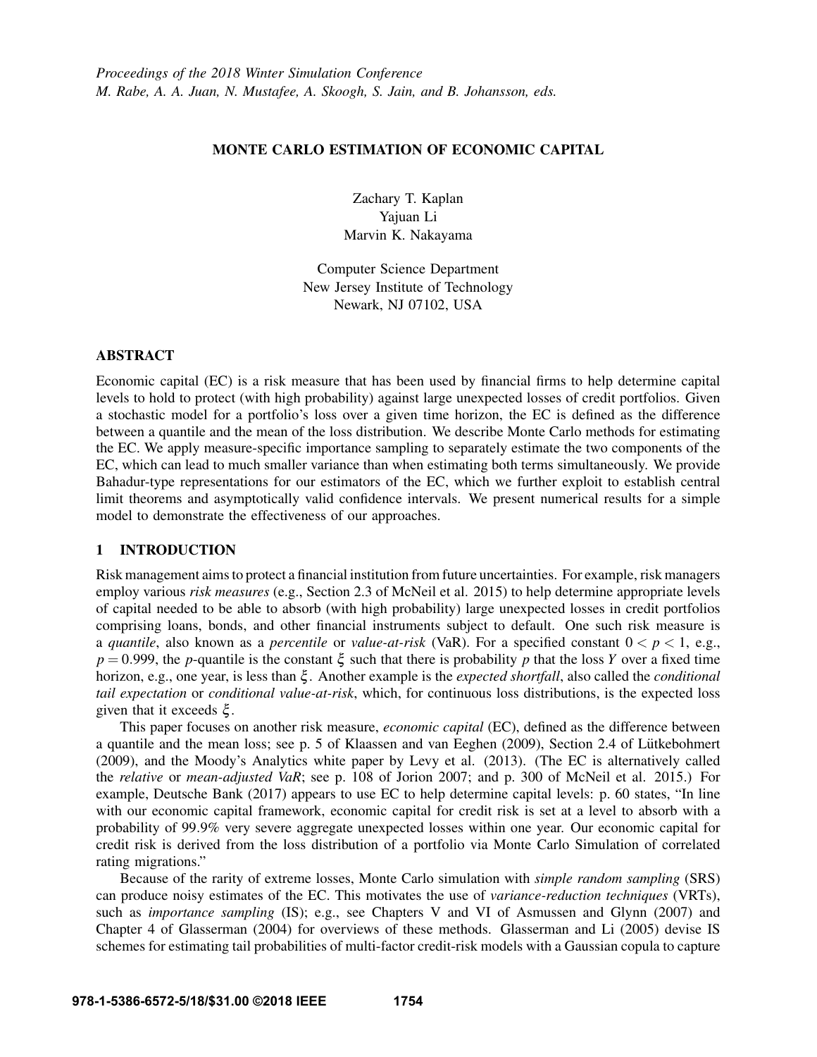*Proceedings of the 2018 Winter Simulation Conference*
*M. Rabe, A. A. Juan, N. Mustafee, A. Skoogh, S. Jain, and B. Johansson, eds.*

# MONTE CARLO ESTIMATION OF ECONOMIC CAPITAL

Zachary T. Kaplan
Yajuan Li
Marvin K. Nakayama

Computer Science Department
New Jersey Institute of Technology
Newark, NJ 07102, USA

## ABSTRACT

Economic capital (EC) is a risk measure that has been used by financial firms to help determine capital levels to hold to protect (with high probability) against large unexpected losses of credit portfolios. Given a stochastic model for a portfolio's loss over a given time horizon, the EC is defined as the difference between a quantile and the mean of the loss distribution. We describe Monte Carlo methods for estimating the EC. We apply measure-specific importance sampling to separately estimate the two components of the EC, which can lead to much smaller variance than when estimating both terms simultaneously. We provide Bahadur-type representations for our estimators of the EC, which we further exploit to establish central limit theorems and asymptotically valid confidence intervals. We present numerical results for a simple model to demonstrate the effectiveness of our approaches.

## 1 INTRODUCTION

Risk management aims to protect a financial institution from future uncertainties. For example, risk managers employ various *risk measures* (e.g., Section 2.3 of McNeil et al. 2015) to help determine appropriate levels of capital needed to be able to absorb (with high probability) large unexpected losses in credit portfolios comprising loans, bonds, and other financial instruments subject to default. One such risk measure is a *quantile*, also known as a *percentile* or *value-at-risk* (VaR). For a specified constant $0 < p < 1$, e.g., $p = 0.999$, the $p$-quantile is the constant $\xi$ such that there is probability $p$ that the loss $Y$ over a fixed time horizon, e.g., one year, is less than $\xi$. Another example is the *expected shortfall*, also called the *conditional tail expectation* or *conditional value-at-risk*, which, for continuous loss distributions, is the expected loss given that it exceeds $\xi$.

This paper focuses on another risk measure, *economic capital* (EC), defined as the difference between a quantile and the mean loss; see p. 5 of Klaassen and van Eeghen (2009), Section 2.4 of Lütkebohmert (2009), and the Moody's Analytics white paper by Levy et al. (2013). (The EC is alternatively called the *relative* or *mean-adjusted VaR*; see p. 108 of Jorion 2007; and p. 300 of McNeil et al. 2015.) For example, Deutsche Bank (2017) appears to use EC to help determine capital levels: p. 60 states, "In line with our economic capital framework, economic capital for credit risk is set at a level to absorb with a probability of 99.9% very severe aggregate unexpected losses within one year. Our economic capital for credit risk is derived from the loss distribution of a portfolio via Monte Carlo Simulation of correlated rating migrations."

Because of the rarity of extreme losses, Monte Carlo simulation with *simple random sampling* (SRS) can produce noisy estimates of the EC. This motivates the use of *variance-reduction techniques* (VRTs), such as *importance sampling* (IS); e.g., see Chapters V and VI of Asmussen and Glynn (2007) and Chapter 4 of Glasserman (2004) for overviews of these methods. Glasserman and Li (2005) devise IS schemes for estimating tail probabilities of multi-factor credit-risk models with a Gaussian copula to capture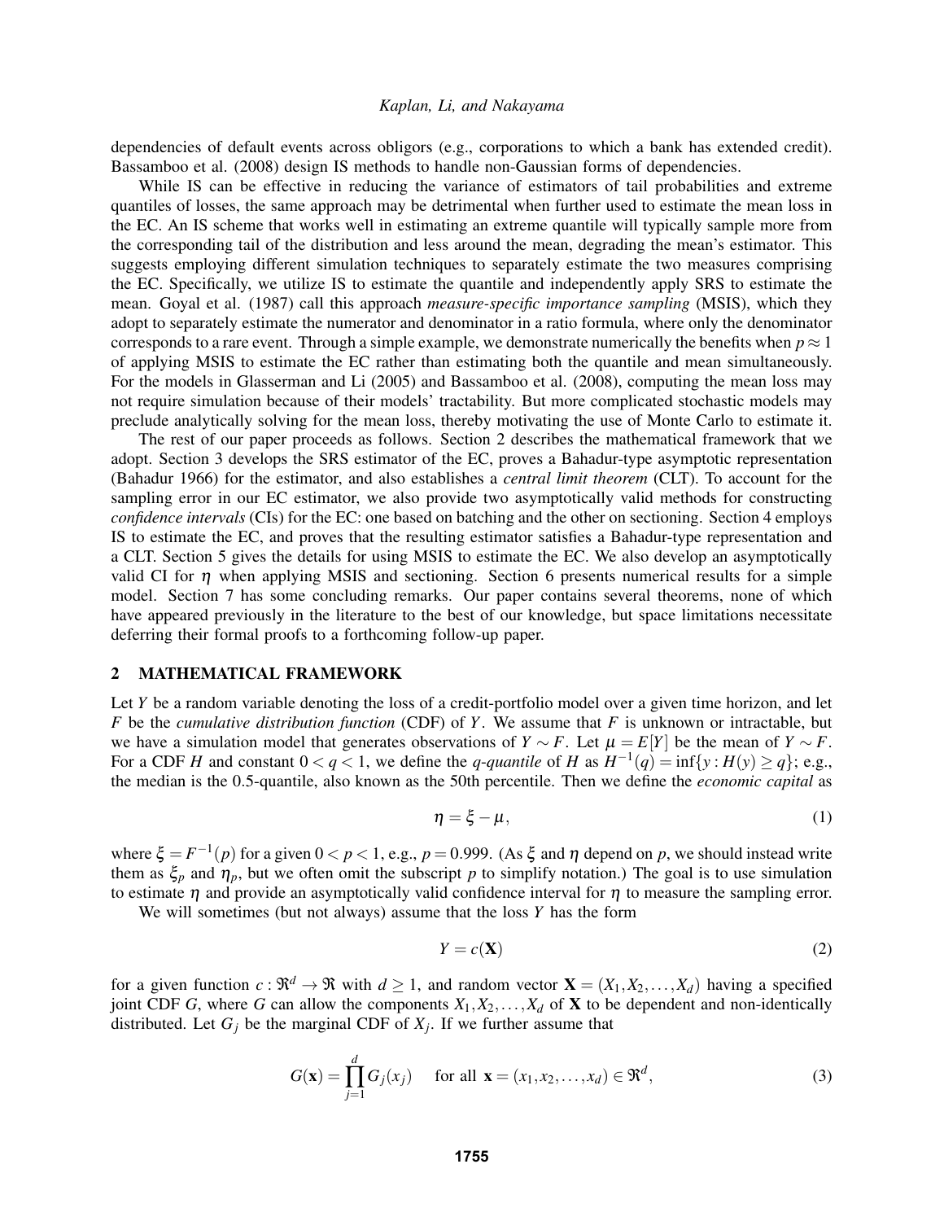dependencies of default events across obligors (e.g., corporations to which a bank has extended credit). Bassamboo et al. (2008) design IS methods to handle non-Gaussian forms of dependencies.

While IS can be effective in reducing the variance of estimators of tail probabilities and extreme quantiles of losses, the same approach may be detrimental when further used to estimate the mean loss in the EC. An IS scheme that works well in estimating an extreme quantile will typically sample more from the corresponding tail of the distribution and less around the mean, degrading the mean's estimator. This suggests employing different simulation techniques to separately estimate the two measures comprising the EC. Specifically, we utilize IS to estimate the quantile and independently apply SRS to estimate the mean. Goyal et al. (1987) call this approach *measure-specific importance sampling* (MSIS), which they adopt to separately estimate the numerator and denominator in a ratio formula, where only the denominator corresponds to a rare event. Through a simple example, we demonstrate numerically the benefits when $p \approx 1$ of applying MSIS to estimate the EC rather than estimating both the quantile and mean simultaneously. For the models in Glasserman and Li (2005) and Bassamboo et al. (2008), computing the mean loss may not require simulation because of their models' tractability. But more complicated stochastic models may preclude analytically solving for the mean loss, thereby motivating the use of Monte Carlo to estimate it.

The rest of our paper proceeds as follows. Section 2 describes the mathematical framework that we adopt. Section 3 develops the SRS estimator of the EC, proves a Bahadur-type asymptotic representation (Bahadur 1966) for the estimator, and also establishes a *central limit theorem* (CLT). To account for the sampling error in our EC estimator, we also provide two asymptotically valid methods for constructing *confidence intervals* (CIs) for the EC: one based on batching and the other on sectioning. Section 4 employs IS to estimate the EC, and proves that the resulting estimator satisfies a Bahadur-type representation and a CLT. Section 5 gives the details for using MSIS to estimate the EC. We also develop an asymptotically valid CI for $\eta$ when applying MSIS and sectioning. Section 6 presents numerical results for a simple model. Section 7 has some concluding remarks. Our paper contains several theorems, none of which have appeared previously in the literature to the best of our knowledge, but space limitations necessitate deferring their formal proofs to a forthcoming follow-up paper.

## 2 MATHEMATICAL FRAMEWORK

Let $Y$ be a random variable denoting the loss of a credit-portfolio model over a given time horizon, and let $F$ be the *cumulative distribution function* (CDF) of $Y$. We assume that $F$ is unknown or intractable, but we have a simulation model that generates observations of $Y \sim F$. Let $\mu = E[Y]$ be the mean of $Y \sim F$. For a CDF $H$ and constant $0 < q < 1$, we define the *q-quantile* of $H$ as $H^{-1}(q) = \inf\{y : H(y) \geq q\}$; e.g., the median is the 0.5-quantile, also known as the 50th percentile. Then we define the *economic capital* as

$$\eta = \xi - \mu, \tag{1}$$

where $\xi = F^{-1}(p)$ for a given $0 < p < 1$, e.g., $p = 0.999$. (As $\xi$ and $\eta$ depend on $p$, we should instead write them as $\xi_p$ and $\eta_p$, but we often omit the subscript $p$ to simplify notation.) The goal is to use simulation to estimate $\eta$ and provide an asymptotically valid confidence interval for $\eta$ to measure the sampling error.

We will sometimes (but not always) assume that the loss $Y$ has the form

$$Y = c(\mathbf{X}) \tag{2}$$

for a given function $c : \Re^d \to \Re$ with $d \geq 1$, and random vector $\mathbf{X} = (X_1, X_2, \ldots, X_d)$ having a specified joint CDF $G$, where $G$ can allow the components $X_1, X_2, \ldots, X_d$ of $\mathbf{X}$ to be dependent and non-identically distributed. Let $G_j$ be the marginal CDF of $X_j$. If we further assume that

$$G(\mathbf{x}) = \prod_{j=1}^{d} G_j(x_j) \quad \text{for all } \mathbf{x} = (x_1, x_2, \ldots, x_d) \in \Re^d, \tag{3}$$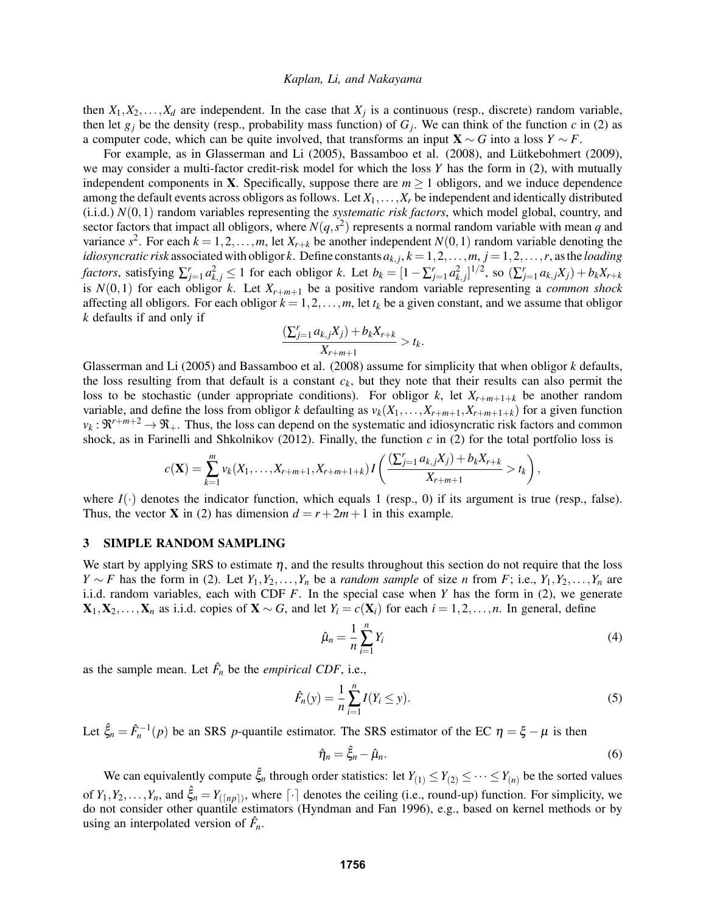then $X_1, X_2, \ldots, X_d$ are independent. In the case that $X_j$ is a continuous (resp., discrete) random variable, then let $g_j$ be the density (resp., probability mass function) of $G_j$. We can think of the function $c$ in (2) as a computer code, which can be quite involved, that transforms an input $\mathbf{X} \sim G$ into a loss $Y \sim F$.

For example, as in Glasserman and Li (2005), Bassamboo et al. (2008), and Lütkebohmert (2009), we may consider a multi-factor credit-risk model for which the loss $Y$ has the form in (2), with mutually independent components in $\mathbf{X}$. Specifically, suppose there are $m \geq 1$ obligors, and we induce dependence among the default events across obligors as follows. Let $X_1, \ldots, X_r$ be independent and identically distributed (i.i.d.) $N(0,1)$ random variables representing the *systematic risk factors*, which model global, country, and sector factors that impact all obligors, where $N(q, s^2)$ represents a normal random variable with mean $q$ and variance $s^2$. For each $k = 1, 2, \ldots, m$, let $X_{r+k}$ be another independent $N(0,1)$ random variable denoting the *idiosyncratic risk* associated with obligor $k$. Define constants $a_{k,j}$, $k = 1, 2, \ldots, m$, $j = 1, 2, \ldots, r$, as the *loading factors*, satisfying $\sum_{j=1}^{r} a_{k,j}^2 \leq 1$ for each obligor $k$. Let $b_k = [1 - \sum_{j=1}^{r} a_{k,j}^2]^{1/2}$, so $(\sum_{j=1}^{r} a_{k,j} X_j) + b_k X_{r+k}$ is $N(0,1)$ for each obligor $k$. Let $X_{r+m+1}$ be a positive random variable representing a *common shock* affecting all obligors. For each obligor $k = 1, 2, \ldots, m$, let $t_k$ be a given constant, and we assume that obligor $k$ defaults if and only if

$$\frac{(\sum_{j=1}^{r} a_{k,j} X_j) + b_k X_{r+k}}{X_{r+m+1}} > t_k.$$

Glasserman and Li (2005) and Bassamboo et al. (2008) assume for simplicity that when obligor $k$ defaults, the loss resulting from that default is a constant $c_k$, but they note that their results can also permit the loss to be stochastic (under appropriate conditions). For obligor $k$, let $X_{r+m+1+k}$ be another random variable, and define the loss from obligor $k$ defaulting as $v_k(X_1, \ldots, X_{r+m+1}, X_{r+m+1+k})$ for a given function $v_k : \Re^{r+m+2} \to \Re_+$. Thus, the loss can depend on the systematic and idiosyncratic risk factors and common shock, as in Farinelli and Shkolnikov (2012). Finally, the function $c$ in (2) for the total portfolio loss is

$$c(\mathbf{X}) = \sum_{k=1}^{m} v_k(X_1, \ldots, X_{r+m+1}, X_{r+m+1+k}) \, I\left( \frac{(\sum_{j=1}^{r} a_{k,j} X_j) + b_k X_{r+k}}{X_{r+m+1}} > t_k \right),$$

where $I(\cdot)$ denotes the indicator function, which equals 1 (resp., 0) if its argument is true (resp., false). Thus, the vector $\mathbf{X}$ in (2) has dimension $d = r + 2m + 1$ in this example.

## 3 SIMPLE RANDOM SAMPLING

We start by applying SRS to estimate $\eta$, and the results throughout this section do not require that the loss $Y \sim F$ has the form in (2). Let $Y_1, Y_2, \ldots, Y_n$ be a *random sample* of size $n$ from $F$; i.e., $Y_1, Y_2, \ldots, Y_n$ are i.i.d. random variables, each with CDF $F$. In the special case when $Y$ has the form in (2), we generate $\mathbf{X}_1, \mathbf{X}_2, \ldots, \mathbf{X}_n$ as i.i.d. copies of $\mathbf{X} \sim G$, and let $Y_i = c(\mathbf{X}_i)$ for each $i = 1, 2, \ldots, n$. In general, define

$$\hat{\mu}_n = \frac{1}{n} \sum_{i=1}^{n} Y_i \tag{4}$$

as the sample mean. Let $\hat{F}_n$ be the *empirical CDF*, i.e.,

$$\hat{F}_n(y) = \frac{1}{n} \sum_{i=1}^{n} I(Y_i \leq y). \tag{5}$$

Let $\hat{\xi}_n = \hat{F}_n^{-1}(p)$ be an SRS $p$-quantile estimator. The SRS estimator of the EC $\eta = \xi - \mu$ is then

$$\hat{\eta}_n = \hat{\xi}_n - \hat{\mu}_n. \tag{6}$$

We can equivalently compute $\hat{\xi}_n$ through order statistics: let $Y_{(1)} \leq Y_{(2)} \leq \cdots \leq Y_{(n)}$ be the sorted values of $Y_1, Y_2, \ldots, Y_n$, and $\hat{\xi}_n = Y_{(\lceil np \rceil)}$, where $\lceil \cdot \rceil$ denotes the ceiling (i.e., round-up) function. For simplicity, we do not consider other quantile estimators (Hyndman and Fan 1996), e.g., based on kernel methods or by using an interpolated version of $\hat{F}_n$.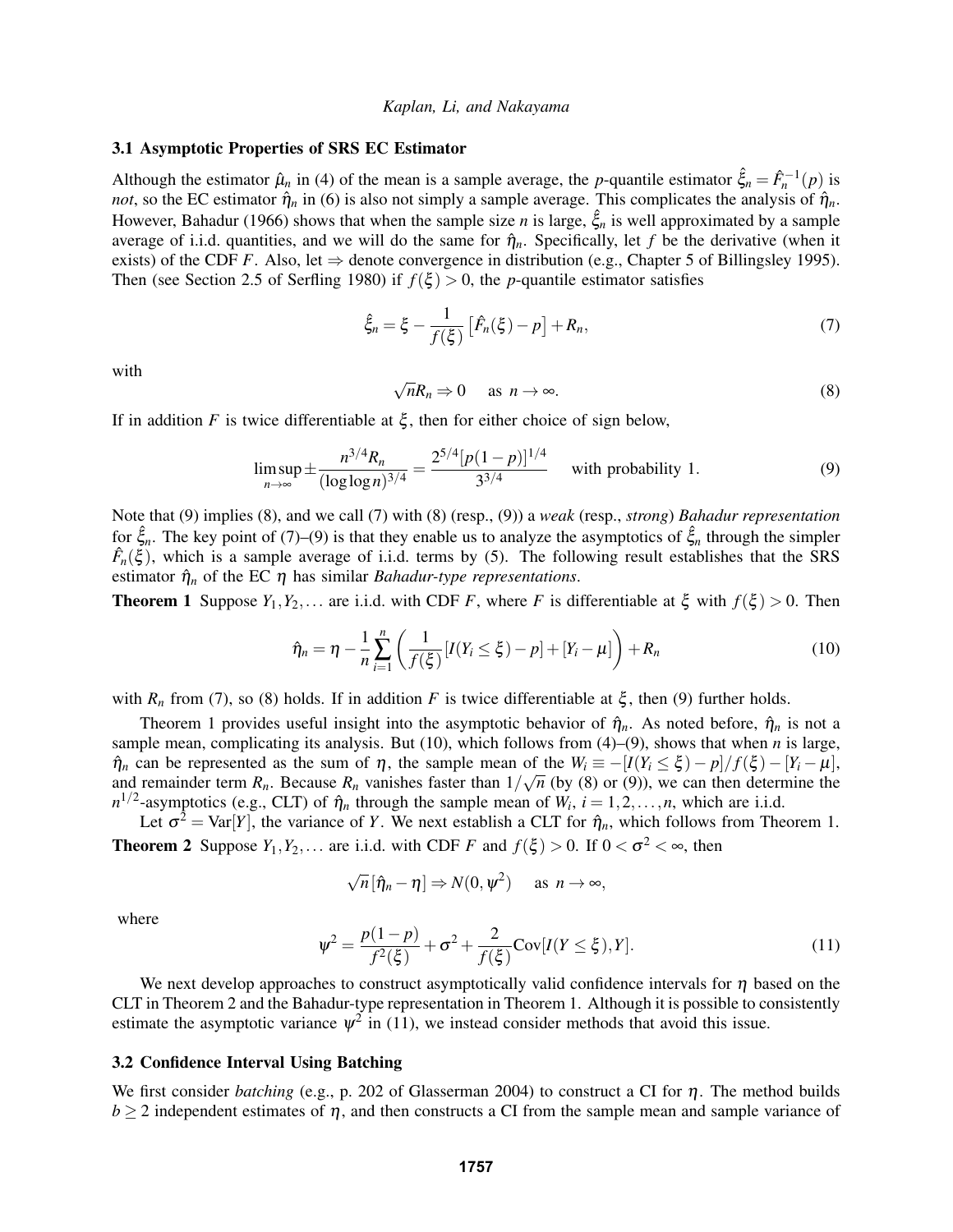### 3.1 Asymptotic Properties of SRS EC Estimator

Although the estimator $\hat{\mu}_n$ in (4) of the mean is a sample average, the $p$-quantile estimator $\hat{\xi}_n = \hat{F}_n^{-1}(p)$ is *not*, so the EC estimator $\hat{\eta}_n$ in (6) is also not simply a sample average. This complicates the analysis of $\hat{\eta}_n$. However, Bahadur (1966) shows that when the sample size $n$ is large, $\hat{\xi}_n$ is well approximated by a sample average of i.i.d. quantities, and we will do the same for $\hat{\eta}_n$. Specifically, let $f$ be the derivative (when it exists) of the CDF $F$. Also, let $\Rightarrow$ denote convergence in distribution (e.g., Chapter 5 of Billingsley 1995). Then (see Section 2.5 of Serfling 1980) if $f(\xi) > 0$, the $p$-quantile estimator satisfies

$$\hat{\xi}_n = \xi - \frac{1}{f(\xi)}\left[\hat{F}_n(\xi) - p\right] + R_n, \tag{7}$$

with

$$\sqrt{n} R_n \Rightarrow 0 \quad \text{ as } n \to \infty. \tag{8}$$

If in addition $F$ is twice differentiable at $\xi$, then for either choice of sign below,

$$\limsup_{n\to\infty} \pm \frac{n^{3/4} R_n}{(\log\log n)^{3/4}} = \frac{2^{5/4}[p(1-p)]^{1/4}}{3^{3/4}} \quad \text{ with probability 1.} \tag{9}$$

Note that (9) implies (8), and we call (7) with (8) (resp., (9)) a *weak* (resp., *strong*) *Bahadur representation* for $\hat{\xi}_n$. The key point of (7)–(9) is that they enable us to analyze the asymptotics of $\hat{\xi}_n$ through the simpler $\hat{F}_n(\xi)$, which is a sample average of i.i.d. terms by (5). The following result establishes that the SRS estimator $\hat{\eta}_n$ of the EC $\eta$ has similar *Bahadur-type representations*.

**Theorem 1** Suppose $Y_1, Y_2, \ldots$ are i.i.d. with CDF $F$, where $F$ is differentiable at $\xi$ with $f(\xi) > 0$. Then

$$\hat{\eta}_n = \eta - \frac{1}{n}\sum_{i=1}^{n}\left(\frac{1}{f(\xi)}[I(Y_i \le \xi) - p] + [Y_i - \mu]\right) + R_n \tag{10}$$

with $R_n$ from (7), so (8) holds. If in addition $F$ is twice differentiable at $\xi$, then (9) further holds.

Theorem 1 provides useful insight into the asymptotic behavior of $\hat{\eta}_n$. As noted before, $\hat{\eta}_n$ is not a sample mean, complicating its analysis. But (10), which follows from (4)–(9), shows that when $n$ is large, $\hat{\eta}_n$ can be represented as the sum of $\eta$, the sample mean of the $W_i \equiv -[I(Y_i \le \xi) - p]/f(\xi) - [Y_i - \mu]$, and remainder term $R_n$. Because $R_n$ vanishes faster than $1/\sqrt{n}$ (by (8) or (9)), we can then determine the $n^{1/2}$-asymptotics (e.g., CLT) of $\hat{\eta}_n$ through the sample mean of $W_i$, $i = 1, 2, \ldots, n$, which are i.i.d.

Let $\sigma^2 = \mathrm{Var}[Y]$, the variance of $Y$. We next establish a CLT for $\hat{\eta}_n$, which follows from Theorem 1.

**Theorem 2** Suppose $Y_1, Y_2, \ldots$ are i.i.d. with CDF $F$ and $f(\xi) > 0$. If $0 < \sigma^2 < \infty$, then

$$\sqrt{n}\left[\hat{\eta}_n - \eta\right] \Rightarrow N(0, \psi^2) \quad \text{ as } n \to \infty,$$

where

$$\psi^2 = \frac{p(1-p)}{f^2(\xi)} + \sigma^2 + \frac{2}{f(\xi)}\mathrm{Cov}[I(Y \le \xi), Y]. \tag{11}$$

We next develop approaches to construct asymptotically valid confidence intervals for $\eta$ based on the CLT in Theorem 2 and the Bahadur-type representation in Theorem 1. Although it is possible to consistently estimate the asymptotic variance $\psi^2$ in (11), we instead consider methods that avoid this issue.

### 3.2 Confidence Interval Using Batching

We first consider *batching* (e.g., p. 202 of Glasserman 2004) to construct a CI for $\eta$. The method builds $b \ge 2$ independent estimates of $\eta$, and then constructs a CI from the sample mean and sample variance of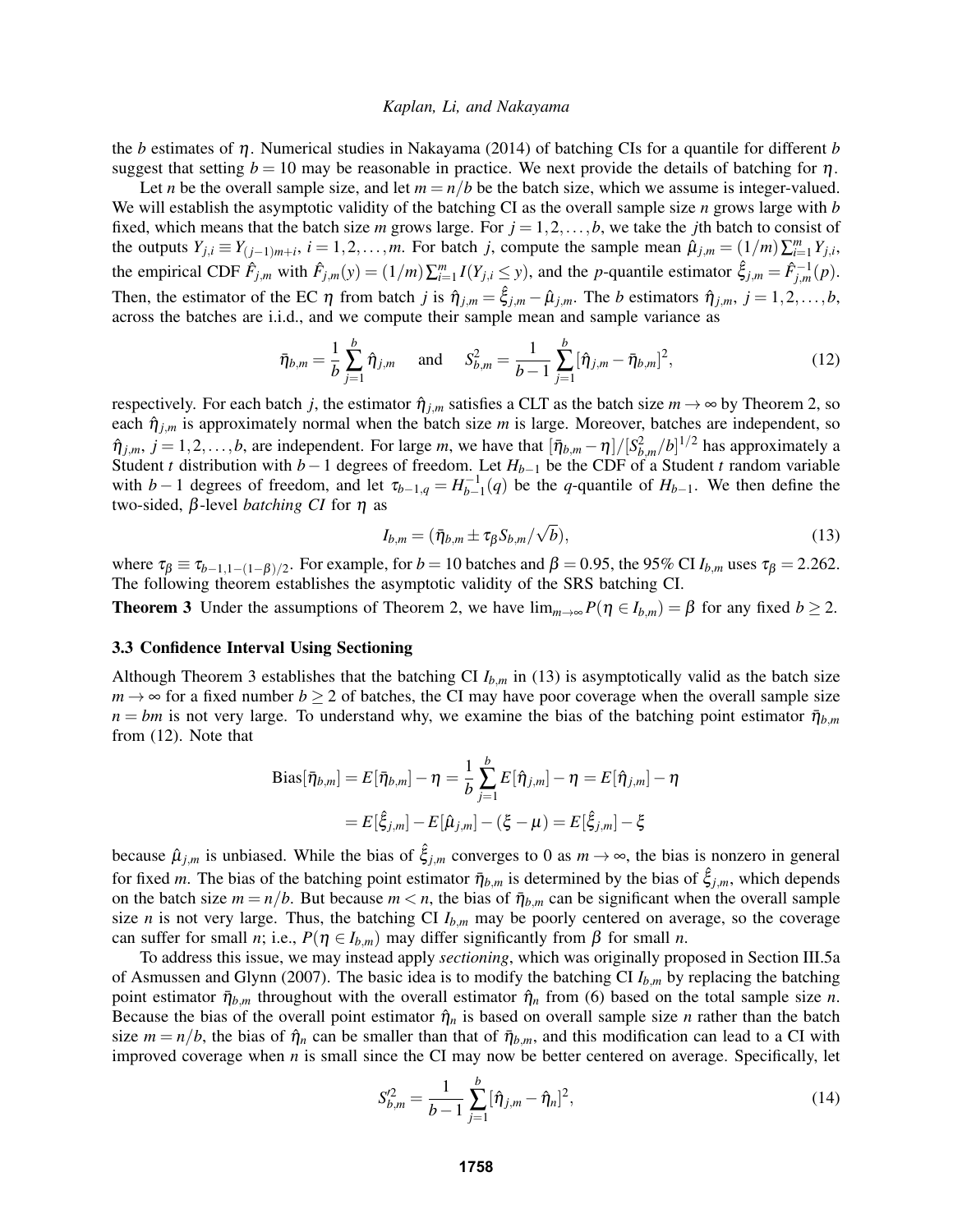the $b$ estimates of $\eta$. Numerical studies in Nakayama (2014) of batching CIs for a quantile for different $b$ suggest that setting $b = 10$ may be reasonable in practice. We next provide the details of batching for $\eta$.

Let $n$ be the overall sample size, and let $m = n/b$ be the batch size, which we assume is integer-valued. We will establish the asymptotic validity of the batching CI as the overall sample size $n$ grows large with $b$ fixed, which means that the batch size $m$ grows large. For $j = 1, 2, \ldots, b$, we take the $j$th batch to consist of the outputs $Y_{j,i} \equiv Y_{(j-1)m+i}$, $i = 1, 2, \ldots, m$. For batch $j$, compute the sample mean $\hat{\mu}_{j,m} = (1/m)\sum_{i=1}^{m} Y_{j,i}$, the empirical CDF $\hat{F}_{j,m}$ with $\hat{F}_{j,m}(y) = (1/m)\sum_{i=1}^{m} I(Y_{j,i} \le y)$, and the $p$-quantile estimator $\hat{\xi}_{j,m} = \hat{F}_{j,m}^{-1}(p)$. Then, the estimator of the EC $\eta$ from batch $j$ is $\hat{\eta}_{j,m} = \hat{\xi}_{j,m} - \hat{\mu}_{j,m}$. The $b$ estimators $\hat{\eta}_{j,m}$, $j = 1, 2, \ldots, b$, across the batches are i.i.d., and we compute their sample mean and sample variance as

$$\bar{\eta}_{b,m} = \frac{1}{b}\sum_{j=1}^{b} \hat{\eta}_{j,m} \quad \text{and} \quad S_{b,m}^2 = \frac{1}{b-1}\sum_{j=1}^{b} [\hat{\eta}_{j,m} - \bar{\eta}_{b,m}]^2, \tag{12}$$

respectively. For each batch $j$, the estimator $\hat{\eta}_{j,m}$ satisfies a CLT as the batch size $m \to \infty$ by Theorem 2, so each $\hat{\eta}_{j,m}$ is approximately normal when the batch size $m$ is large. Moreover, batches are independent, so $\hat{\eta}_{j,m}$, $j = 1, 2, \ldots, b$, are independent. For large $m$, we have that $[\bar{\eta}_{b,m} - \eta]/[S_{b,m}^2/b]^{1/2}$ has approximately a Student $t$ distribution with $b-1$ degrees of freedom. Let $H_{b-1}$ be the CDF of a Student $t$ random variable with $b-1$ degrees of freedom, and let $\tau_{b-1,q} = H_{b-1}^{-1}(q)$ be the $q$-quantile of $H_{b-1}$. We then define the two-sided, $\beta$-level *batching CI* for $\eta$ as

$$I_{b,m} = (\bar{\eta}_{b,m} \pm \tau_\beta S_{b,m}/\sqrt{b}), \tag{13}$$

where $\tau_\beta \equiv \tau_{b-1,1-(1-\beta)/2}$. For example, for $b = 10$ batches and $\beta = 0.95$, the 95% CI $I_{b,m}$ uses $\tau_\beta = 2.262$. The following theorem establishes the asymptotic validity of the SRS batching CI.

**Theorem 3** Under the assumptions of Theorem 2, we have $\lim_{m\to\infty} P(\eta \in I_{b,m}) = \beta$ for any fixed $b \ge 2$.

### 3.3 Confidence Interval Using Sectioning

Although Theorem 3 establishes that the batching CI $I_{b,m}$ in (13) is asymptotically valid as the batch size $m \to \infty$ for a fixed number $b \ge 2$ of batches, the CI may have poor coverage when the overall sample size $n = bm$ is not very large. To understand why, we examine the bias of the batching point estimator $\bar{\eta}_{b,m}$ from (12). Note that

$$\begin{aligned}
\text{Bias}[\bar{\eta}_{b,m}] = E[\bar{\eta}_{b,m}] - \eta = \frac{1}{b}\sum_{j=1}^{b} E[\hat{\eta}_{j,m}] - \eta = E[\hat{\eta}_{j,m}] - \eta \\
= E[\hat{\xi}_{j,m}] - E[\hat{\mu}_{j,m}] - (\xi - \mu) = E[\hat{\xi}_{j,m}] - \xi
\end{aligned}$$

because $\hat{\mu}_{j,m}$ is unbiased. While the bias of $\hat{\xi}_{j,m}$ converges to 0 as $m \to \infty$, the bias is nonzero in general for fixed $m$. The bias of the batching point estimator $\bar{\eta}_{b,m}$ is determined by the bias of $\hat{\xi}_{j,m}$, which depends on the batch size $m = n/b$. But because $m < n$, the bias of $\bar{\eta}_{b,m}$ can be significant when the overall sample size $n$ is not very large. Thus, the batching CI $I_{b,m}$ may be poorly centered on average, so the coverage can suffer for small $n$; i.e., $P(\eta \in I_{b,m})$ may differ significantly from $\beta$ for small $n$.

To address this issue, we may instead apply *sectioning*, which was originally proposed in Section III.5a of Asmussen and Glynn (2007). The basic idea is to modify the batching CI $I_{b,m}$ by replacing the batching point estimator $\bar{\eta}_{b,m}$ throughout with the overall estimator $\hat{\eta}_n$ from (6) based on the total sample size $n$. Because the bias of the overall point estimator $\hat{\eta}_n$ is based on overall sample size $n$ rather than the batch size $m = n/b$, the bias of $\hat{\eta}_n$ can be smaller than that of $\bar{\eta}_{b,m}$, and this modification can lead to a CI with improved coverage when $n$ is small since the CI may now be better centered on average. Specifically, let

$$S_{b,m}'^2 = \frac{1}{b-1}\sum_{j=1}^{b} [\hat{\eta}_{j,m} - \hat{\eta}_n]^2, \tag{14}$$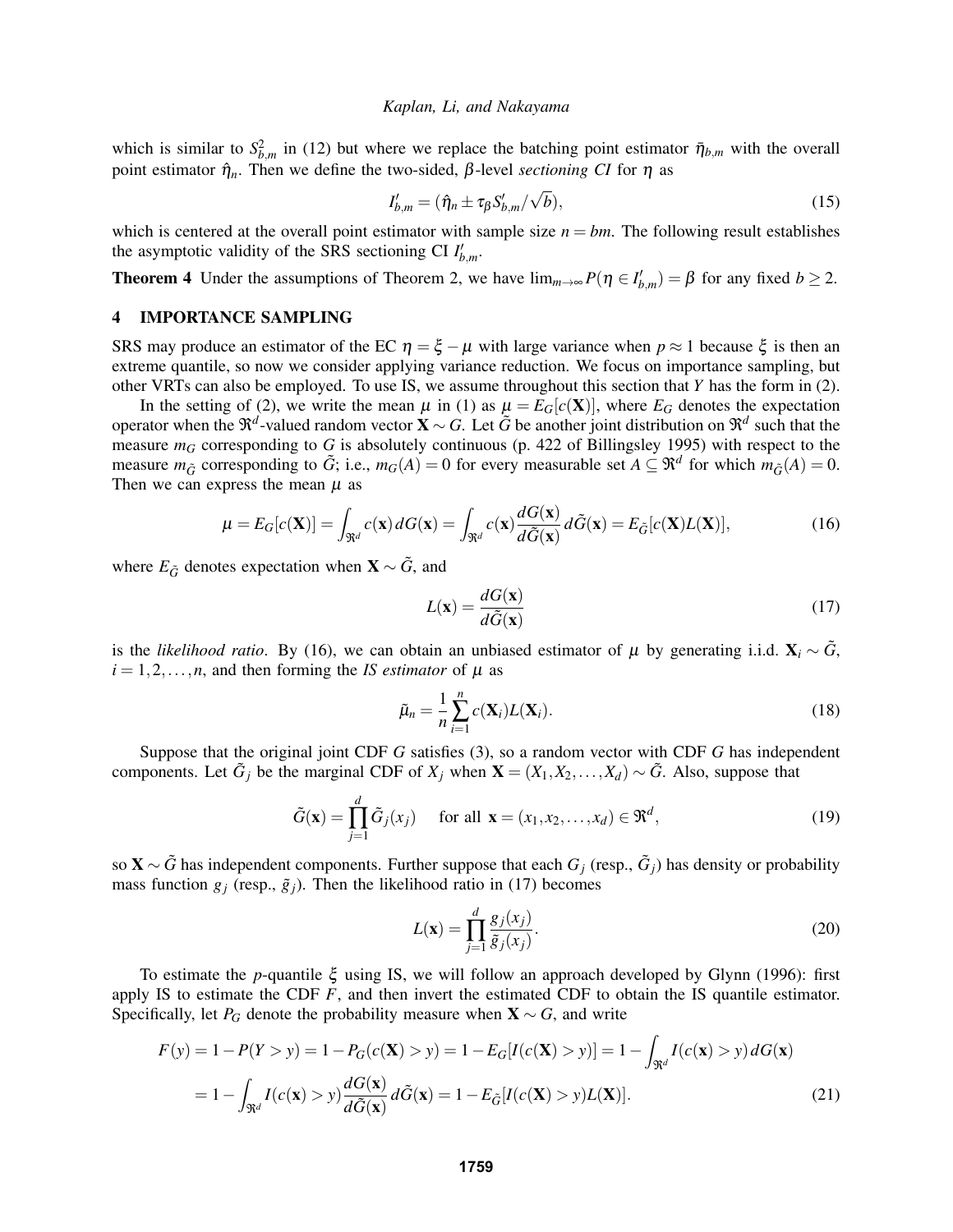which is similar to $S^2_{b,m}$ in (12) but where we replace the batching point estimator $\bar{\eta}_{b,m}$ with the overall point estimator $\hat{\eta}_n$. Then we define the two-sided, $\beta$-level *sectioning CI* for $\eta$ as

$$I'_{b,m} = (\hat{\eta}_n \pm \tau_\beta S'_{b,m}/\sqrt{b}), \tag{15}$$

which is centered at the overall point estimator with sample size $n = bm$. The following result establishes the asymptotic validity of the SRS sectioning CI $I'_{b,m}$.

**Theorem 4** Under the assumptions of Theorem 2, we have $\lim_{m\to\infty} P(\eta \in I'_{b,m}) = \beta$ for any fixed $b \geq 2$.

## 4 IMPORTANCE SAMPLING

SRS may produce an estimator of the EC $\eta = \xi - \mu$ with large variance when $p \approx 1$ because $\xi$ is then an extreme quantile, so now we consider applying variance reduction. We focus on importance sampling, but other VRTs can also be employed. To use IS, we assume throughout this section that $Y$ has the form in (2).

In the setting of (2), we write the mean $\mu$ in (1) as $\mu = E_G[c(\mathbf{X})]$, where $E_G$ denotes the expectation operator when the $\Re^d$-valued random vector $\mathbf{X} \sim G$. Let $\tilde{G}$ be another joint distribution on $\Re^d$ such that the measure $m_G$ corresponding to $G$ is absolutely continuous (p. 422 of Billingsley 1995) with respect to the measure $m_{\tilde{G}}$ corresponding to $\tilde{G}$; i.e., $m_G(A) = 0$ for every measurable set $A \subseteq \Re^d$ for which $m_{\tilde{G}}(A) = 0$. Then we can express the mean $\mu$ as

$$\mu = E_G[c(\mathbf{X})] = \int_{\Re^d} c(\mathbf{x})\, dG(\mathbf{x}) = \int_{\Re^d} c(\mathbf{x}) \frac{dG(\mathbf{x})}{d\tilde{G}(\mathbf{x})}\, d\tilde{G}(\mathbf{x}) = E_{\tilde{G}}[c(\mathbf{X})L(\mathbf{X})], \tag{16}$$

where $E_{\tilde{G}}$ denotes expectation when $\mathbf{X} \sim \tilde{G}$, and

$$L(\mathbf{x}) = \frac{dG(\mathbf{x})}{d\tilde{G}(\mathbf{x})} \tag{17}$$

is the *likelihood ratio*. By (16), we can obtain an unbiased estimator of $\mu$ by generating i.i.d. $\mathbf{X}_i \sim \tilde{G}$, $i = 1, 2, \ldots, n$, and then forming the *IS estimator* of $\mu$ as

$$\tilde{\mu}_n = \frac{1}{n} \sum_{i=1}^{n} c(\mathbf{X}_i) L(\mathbf{X}_i). \tag{18}$$

Suppose that the original joint CDF $G$ satisfies (3), so a random vector with CDF $G$ has independent components. Let $\tilde{G}_j$ be the marginal CDF of $X_j$ when $\mathbf{X} = (X_1, X_2, \ldots, X_d) \sim \tilde{G}$. Also, suppose that

$$\tilde{G}(\mathbf{x}) = \prod_{j=1}^{d} \tilde{G}_j(x_j) \quad \text{ for all } \mathbf{x} = (x_1, x_2, \ldots, x_d) \in \Re^d, \tag{19}$$

so $\mathbf{X} \sim \tilde{G}$ has independent components. Further suppose that each $G_j$ (resp., $\tilde{G}_j$) has density or probability mass function $g_j$ (resp., $\tilde{g}_j$). Then the likelihood ratio in (17) becomes

$$L(\mathbf{x}) = \prod_{j=1}^{d} \frac{g_j(x_j)}{\tilde{g}_j(x_j)}. \tag{20}$$

To estimate the $p$-quantile $\xi$ using IS, we will follow an approach developed by Glynn (1996): first apply IS to estimate the CDF $F$, and then invert the estimated CDF to obtain the IS quantile estimator. Specifically, let $P_G$ denote the probability measure when $\mathbf{X} \sim G$, and write

$$\begin{aligned}
F(y) &= 1 - P(Y > y) = 1 - P_G(c(\mathbf{X}) > y) = 1 - E_G[I(c(\mathbf{X}) > y)] = 1 - \int_{\Re^d} I(c(\mathbf{x}) > y)\, dG(\mathbf{x}) \\
&= 1 - \int_{\Re^d} I(c(\mathbf{x}) > y) \frac{dG(\mathbf{x})}{d\tilde{G}(\mathbf{x})}\, d\tilde{G}(\mathbf{x}) = 1 - E_{\tilde{G}}[I(c(\mathbf{X}) > y) L(\mathbf{X})].
\end{aligned} \tag{21}$$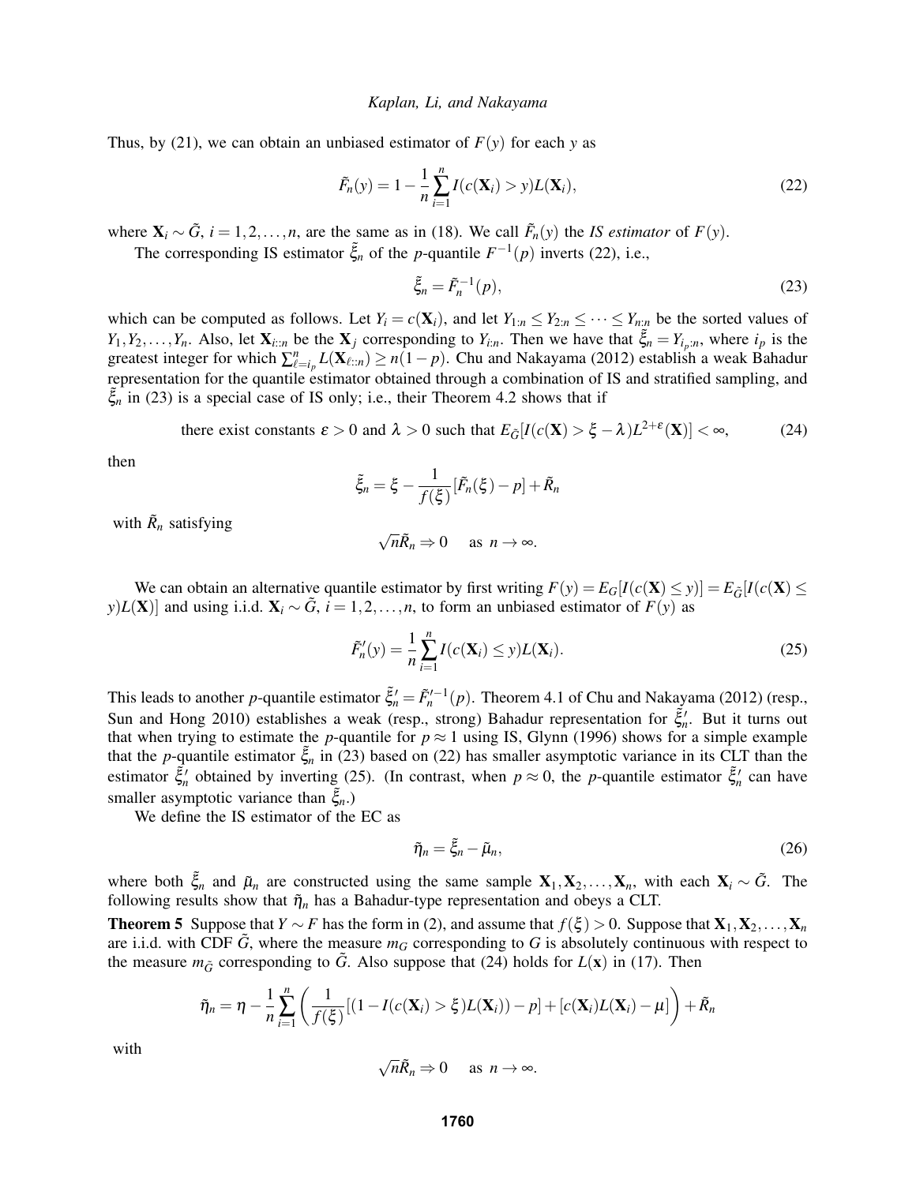Thus, by (21), we can obtain an unbiased estimator of $F(y)$ for each $y$ as

$$\tilde{F}_n(y) = 1 - \frac{1}{n}\sum_{i=1}^{n} I(c(\mathbf{X}_i) > y)L(\mathbf{X}_i), \tag{22}$$

where $\mathbf{X}_i \sim \tilde{G}$, $i = 1, 2, \ldots, n$, are the same as in (18). We call $\tilde{F}_n(y)$ the *IS estimator* of $F(y)$.

The corresponding IS estimator $\tilde{\xi}_n$ of the $p$-quantile $F^{-1}(p)$ inverts (22), i.e.,

$$\tilde{\xi}_n = \tilde{F}_n^{-1}(p), \tag{23}$$

which can be computed as follows. Let $Y_i = c(\mathbf{X}_i)$, and let $Y_{1:n} \le Y_{2:n} \le \cdots \le Y_{n:n}$ be the sorted values of $Y_1, Y_2, \ldots, Y_n$. Also, let $\mathbf{X}_{i::n}$ be the $\mathbf{X}_j$ corresponding to $Y_{i:n}$. Then we have that $\tilde{\xi}_n = Y_{i_p:n}$, where $i_p$ is the greatest integer for which $\sum_{\ell=i_p}^{n} L(\mathbf{X}_{\ell::n}) \ge n(1-p)$. Chu and Nakayama (2012) establish a weak Bahadur representation for the quantile estimator obtained through a combination of IS and stratified sampling, and $\tilde{\xi}_n$ in (23) is a special case of IS only; i.e., their Theorem 4.2 shows that if

$$\text{there exist constants } \varepsilon > 0 \text{ and } \lambda > 0 \text{ such that } E_{\tilde{G}}[I(c(\mathbf{X}) > \xi - \lambda)L^{2+\varepsilon}(\mathbf{X})] < \infty, \tag{24}$$

then

$$\tilde{\xi}_n = \xi - \frac{1}{f(\xi)}[\tilde{F}_n(\xi) - p] + \tilde{R}_n$$

with $\tilde{R}_n$ satisfying

$$\sqrt{n}\tilde{R}_n \Rightarrow 0 \quad \text{ as } n \to \infty.$$

We can obtain an alternative quantile estimator by first writing $F(y) = E_G[I(c(\mathbf{X}) \le y)] = E_{\tilde{G}}[I(c(\mathbf{X}) \le y)L(\mathbf{X})]$ and using i.i.d. $\mathbf{X}_i \sim \tilde{G}$, $i = 1, 2, \ldots, n$, to form an unbiased estimator of $F(y)$ as

$$\tilde{F}'_n(y) = \frac{1}{n}\sum_{i=1}^{n} I(c(\mathbf{X}_i) \le y)L(\mathbf{X}_i). \tag{25}$$

This leads to another $p$-quantile estimator $\tilde{\xi}'_n = \tilde{F}'^{-1}_n(p)$. Theorem 4.1 of Chu and Nakayama (2012) (resp., Sun and Hong 2010) establishes a weak (resp., strong) Bahadur representation for $\tilde{\xi}'_n$. But it turns out that when trying to estimate the $p$-quantile for $p \approx 1$ using IS, Glynn (1996) shows for a simple example that the $p$-quantile estimator $\tilde{\xi}_n$ in (23) based on (22) has smaller asymptotic variance in its CLT than the estimator $\tilde{\xi}'_n$ obtained by inverting (25). (In contrast, when $p \approx 0$, the $p$-quantile estimator $\tilde{\xi}'_n$ can have smaller asymptotic variance than $\tilde{\xi}_n$.)

We define the IS estimator of the EC as

$$\tilde{\eta}_n = \tilde{\xi}_n - \tilde{\mu}_n, \tag{26}$$

where both $\tilde{\xi}_n$ and $\tilde{\mu}_n$ are constructed using the same sample $\mathbf{X}_1, \mathbf{X}_2, \ldots, \mathbf{X}_n$, with each $\mathbf{X}_i \sim \tilde{G}$. The following results show that $\tilde{\eta}_n$ has a Bahadur-type representation and obeys a CLT.

**Theorem 5** Suppose that $Y \sim F$ has the form in (2), and assume that $f(\xi) > 0$. Suppose that $\mathbf{X}_1, \mathbf{X}_2, \ldots, \mathbf{X}_n$ are i.i.d. with CDF $\tilde{G}$, where the measure $m_G$ corresponding to $G$ is absolutely continuous with respect to the measure $m_{\tilde{G}}$ corresponding to $\tilde{G}$. Also suppose that (24) holds for $L(\mathbf{x})$ in (17). Then

$$\tilde{\eta}_n = \eta - \frac{1}{n}\sum_{i=1}^{n}\left(\frac{1}{f(\xi)}[(1 - I(c(\mathbf{X}_i) > \xi)L(\mathbf{X}_i)) - p] + [c(\mathbf{X}_i)L(\mathbf{X}_i) - \mu]\right) + \tilde{R}_n$$

with

$$\sqrt{n}\tilde{R}_n \Rightarrow 0 \quad \text{ as } n \to \infty.$$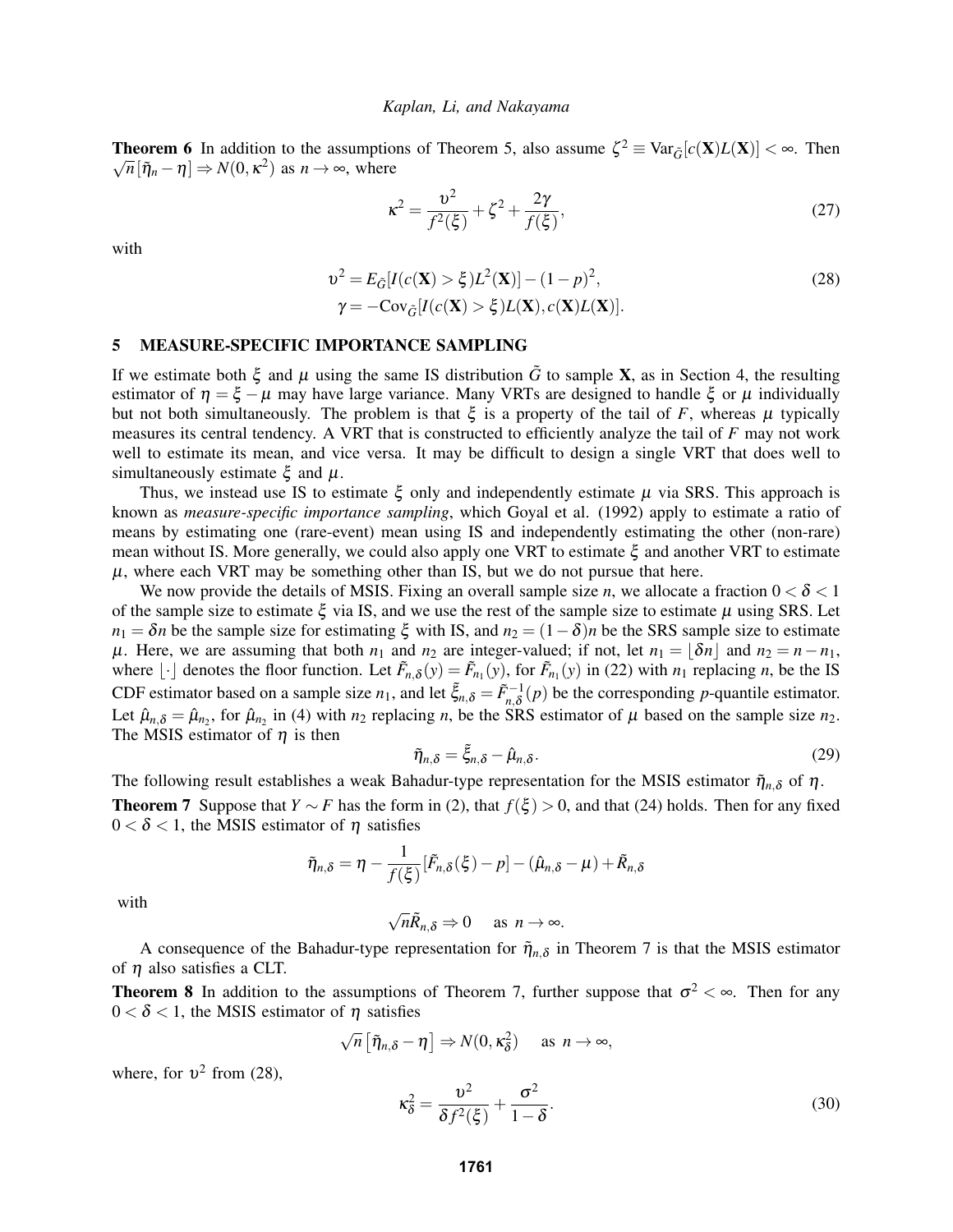**Theorem 6** In addition to the assumptions of Theorem 5, also assume $\zeta^2 \equiv \text{Var}_{\tilde{G}}[c(\mathbf{X})L(\mathbf{X})] < \infty$. Then $\sqrt{n}[\tilde{\eta}_n - \eta] \Rightarrow N(0, \kappa^2)$ as $n \to \infty$, where

$$\kappa^2 = \frac{\upsilon^2}{f^2(\xi)} + \zeta^2 + \frac{2\gamma}{f(\xi)}, \tag{27}$$

with

$$\begin{aligned} \upsilon^2 &= E_{\tilde{G}}[I(c(\mathbf{X}) > \xi)L^2(\mathbf{X})] - (1-p)^2, \\ \gamma &= -\text{Cov}_{\tilde{G}}[I(c(\mathbf{X}) > \xi)L(\mathbf{X}), c(\mathbf{X})L(\mathbf{X})]. \end{aligned} \tag{28}$$

## 5 MEASURE-SPECIFIC IMPORTANCE SAMPLING

If we estimate both $\xi$ and $\mu$ using the same IS distribution $\tilde{G}$ to sample $\mathbf{X}$, as in Section 4, the resulting estimator of $\eta = \xi - \mu$ may have large variance. Many VRTs are designed to handle $\xi$ or $\mu$ individually but not both simultaneously. The problem is that $\xi$ is a property of the tail of $F$, whereas $\mu$ typically measures its central tendency. A VRT that is constructed to efficiently analyze the tail of $F$ may not work well to estimate its mean, and vice versa. It may be difficult to design a single VRT that does well to simultaneously estimate $\xi$ and $\mu$.

Thus, we instead use IS to estimate $\xi$ only and independently estimate $\mu$ via SRS. This approach is known as *measure-specific importance sampling*, which Goyal et al. (1992) apply to estimate a ratio of means by estimating one (rare-event) mean using IS and independently estimating the other (non-rare) mean without IS. More generally, we could also apply one VRT to estimate $\xi$ and another VRT to estimate $\mu$, where each VRT may be something other than IS, but we do not pursue that here.

We now provide the details of MSIS. Fixing an overall sample size $n$, we allocate a fraction $0 < \delta < 1$ of the sample size to estimate $\xi$ via IS, and we use the rest of the sample size to estimate $\mu$ using SRS. Let $n_1 = \delta n$ be the sample size for estimating $\xi$ with IS, and $n_2 = (1-\delta)n$ be the SRS sample size to estimate $\mu$. Here, we are assuming that both $n_1$ and $n_2$ are integer-valued; if not, let $n_1 = \lfloor \delta n \rfloor$ and $n_2 = n - n_1$, where $\lfloor \cdot \rfloor$ denotes the floor function. Let $\tilde{F}_{n,\delta}(y) = \tilde{F}_{n_1}(y)$, for $\tilde{F}_{n_1}(y)$ in (22) with $n_1$ replacing $n$, be the IS CDF estimator based on a sample size $n_1$, and let $\tilde{\xi}_{n,\delta} = \tilde{F}_{n,\delta}^{-1}(p)$ be the corresponding $p$-quantile estimator. Let $\hat{\mu}_{n,\delta} = \hat{\mu}_{n_2}$, for $\hat{\mu}_{n_2}$ in (4) with $n_2$ replacing $n$, be the SRS estimator of $\mu$ based on the sample size $n_2$. The MSIS estimator of $\eta$ is then

$$\tilde{\eta}_{n,\delta} = \tilde{\xi}_{n,\delta} - \hat{\mu}_{n,\delta}. \tag{29}$$

The following result establishes a weak Bahadur-type representation for the MSIS estimator $\tilde{\eta}_{n,\delta}$ of $\eta$.

**Theorem 7** Suppose that $Y \sim F$ has the form in (2), that $f(\xi) > 0$, and that (24) holds. Then for any fixed $0 < \delta < 1$, the MSIS estimator of $\eta$ satisfies

$$\tilde{\eta}_{n,\delta} = \eta - \frac{1}{f(\xi)}[\tilde{F}_{n,\delta}(\xi) - p] - (\hat{\mu}_{n,\delta} - \mu) + \tilde{R}_{n,\delta}$$

with

$$\sqrt{n}\tilde{R}_{n,\delta} \Rightarrow 0 \quad \text{ as } n \to \infty.$$

A consequence of the Bahadur-type representation for $\tilde{\eta}_{n,\delta}$ in Theorem 7 is that the MSIS estimator of $\eta$ also satisfies a CLT.

**Theorem 8** In addition to the assumptions of Theorem 7, further suppose that $\sigma^2 < \infty$. Then for any $0 < \delta < 1$, the MSIS estimator of $\eta$ satisfies

$$\sqrt{n}\left[\tilde{\eta}_{n,\delta} - \eta\right] \Rightarrow N(0, \kappa_\delta^2) \quad \text{ as } n \to \infty,$$

where, for $\upsilon^2$ from (28),

$$\kappa_\delta^2 = \frac{\upsilon^2}{\delta f^2(\xi)} + \frac{\sigma^2}{1-\delta}. \tag{30}$$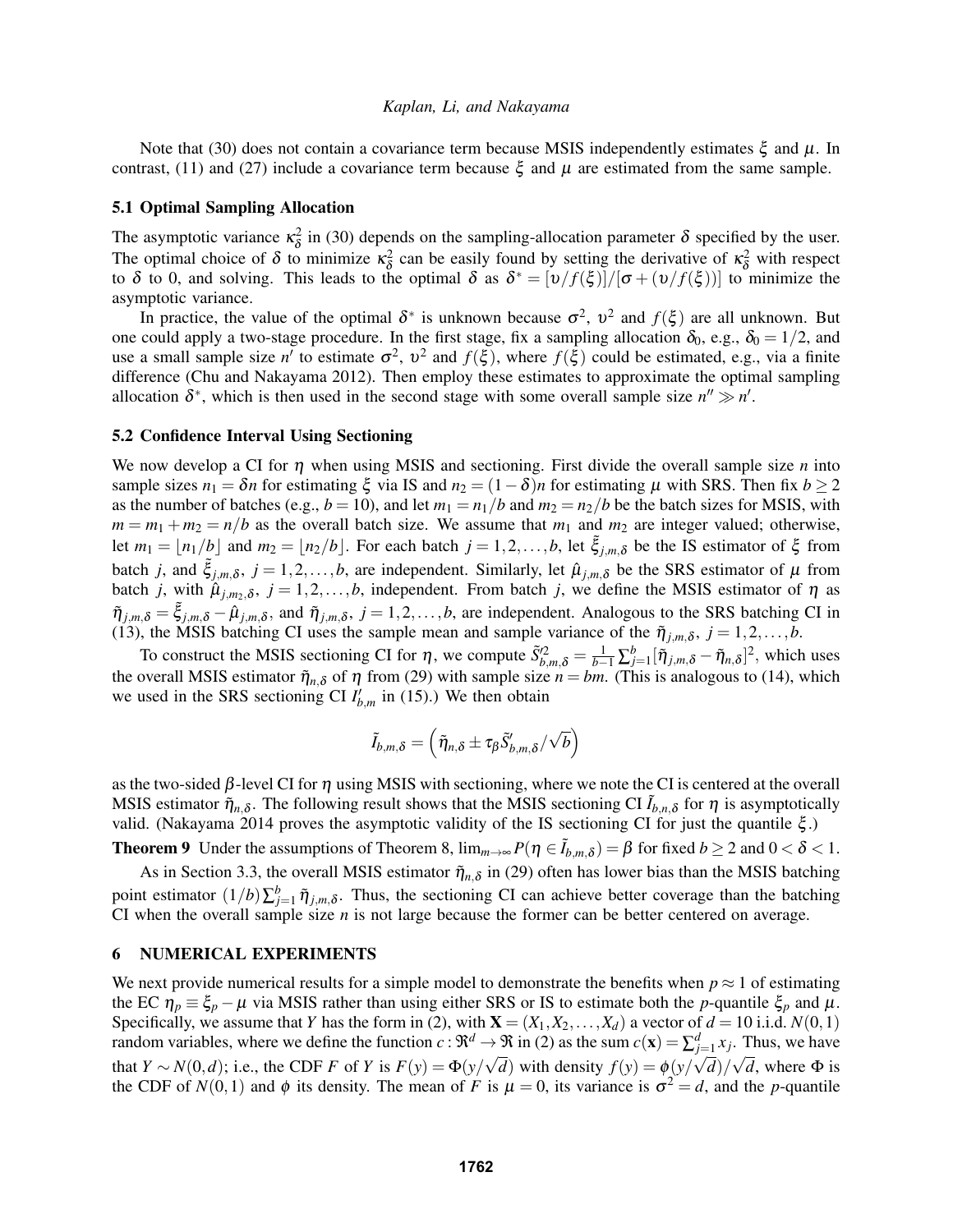Note that (30) does not contain a covariance term because MSIS independently estimates $\xi$ and $\mu$. In contrast, (11) and (27) include a covariance term because $\xi$ and $\mu$ are estimated from the same sample.

### 5.1 Optimal Sampling Allocation

The asymptotic variance $\kappa_\delta^2$ in (30) depends on the sampling-allocation parameter $\delta$ specified by the user. The optimal choice of $\delta$ to minimize $\kappa_\delta^2$ can be easily found by setting the derivative of $\kappa_\delta^2$ with respect to $\delta$ to 0, and solving. This leads to the optimal $\delta$ as $\delta^* = [\upsilon/f(\xi)]/[\sigma + (\upsilon/f(\xi))]$ to minimize the asymptotic variance.

In practice, the value of the optimal $\delta^*$ is unknown because $\sigma^2$, $\upsilon^2$ and $f(\xi)$ are all unknown. But one could apply a two-stage procedure. In the first stage, fix a sampling allocation $\delta_0$, e.g., $\delta_0 = 1/2$, and use a small sample size $n'$ to estimate $\sigma^2$, $\upsilon^2$ and $f(\xi)$, where $f(\xi)$ could be estimated, e.g., via a finite difference (Chu and Nakayama 2012). Then employ these estimates to approximate the optimal sampling allocation $\delta^*$, which is then used in the second stage with some overall sample size $n'' \gg n'$.

### 5.2 Confidence Interval Using Sectioning

We now develop a CI for $\eta$ when using MSIS and sectioning. First divide the overall sample size $n$ into sample sizes $n_1 = \delta n$ for estimating $\xi$ via IS and $n_2 = (1-\delta)n$ for estimating $\mu$ with SRS. Then fix $b \geq 2$ as the number of batches (e.g., $b = 10$), and let $m_1 = n_1/b$ and $m_2 = n_2/b$ be the batch sizes for MSIS, with $m = m_1 + m_2 = n/b$ as the overall batch size. We assume that $m_1$ and $m_2$ are integer valued; otherwise, let $m_1 = \lfloor n_1/b \rfloor$ and $m_2 = \lfloor n_2/b \rfloor$. For each batch $j = 1, 2, \ldots, b$, let $\tilde{\xi}_{j,m,\delta}$ be the IS estimator of $\xi$ from batch $j$, and $\tilde{\xi}_{j,m,\delta}$, $j = 1, 2, \ldots, b$, are independent. Similarly, let $\hat{\mu}_{j,m,\delta}$ be the SRS estimator of $\mu$ from batch $j$, with $\hat{\mu}_{j,m_2,\delta}$, $j = 1, 2, \ldots, b$, independent. From batch $j$, we define the MSIS estimator of $\eta$ as $\tilde{\eta}_{j,m,\delta} = \tilde{\xi}_{j,m,\delta} - \hat{\mu}_{j,m,\delta}$, and $\tilde{\eta}_{j,m,\delta}$, $j = 1, 2, \ldots, b$, are independent. Analogous to the SRS batching CI in (13), the MSIS batching CI uses the sample mean and sample variance of the $\tilde{\eta}_{j,m,\delta}$, $j = 1, 2, \ldots, b$.

To construct the MSIS sectioning CI for $\eta$, we compute $\tilde{S}'^2_{b,m,\delta} = \frac{1}{b-1}\sum_{j=1}^{b}[\tilde{\eta}_{j,m,\delta} - \tilde{\eta}_{n,\delta}]^2$, which uses the overall MSIS estimator $\tilde{\eta}_{n,\delta}$ of $\eta$ from (29) with sample size $n = bm$. (This is analogous to (14), which we used in the SRS sectioning CI $I'_{b,m}$ in (15).) We then obtain

$$\tilde{I}_{b,m,\delta} = \left(\tilde{\eta}_{n,\delta} \pm \tau_\beta \tilde{S}'_{b,m,\delta}/\sqrt{b}\right)$$

as the two-sided $\beta$-level CI for $\eta$ using MSIS with sectioning, where we note the CI is centered at the overall MSIS estimator $\tilde{\eta}_{n,\delta}$. The following result shows that the MSIS sectioning CI $\tilde{I}_{b,n,\delta}$ for $\eta$ is asymptotically valid. (Nakayama 2014 proves the asymptotic validity of the IS sectioning CI for just the quantile $\xi$.)

**Theorem 9** Under the assumptions of Theorem 8, $\lim_{m\to\infty} P(\eta \in \tilde{I}_{b,m,\delta}) = \beta$ for fixed $b \geq 2$ and $0 < \delta < 1$.

As in Section 3.3, the overall MSIS estimator $\tilde{\eta}_{n,\delta}$ in (29) often has lower bias than the MSIS batching point estimator $(1/b)\sum_{j=1}^{b}\tilde{\eta}_{j,m,\delta}$. Thus, the sectioning CI can achieve better coverage than the batching CI when the overall sample size $n$ is not large because the former can be better centered on average.

## 6 NUMERICAL EXPERIMENTS

We next provide numerical results for a simple model to demonstrate the benefits when $p \approx 1$ of estimating the EC $\eta_p \equiv \xi_p - \mu$ via MSIS rather than using either SRS or IS to estimate both the $p$-quantile $\xi_p$ and $\mu$. Specifically, we assume that $Y$ has the form in (2), with $\mathbf{X} = (X_1, X_2, \ldots, X_d)$ a vector of $d = 10$ i.i.d. $N(0,1)$ random variables, where we define the function $c : \Re^d \to \Re$ in (2) as the sum $c(\mathbf{x}) = \sum_{j=1}^{d} x_j$. Thus, we have that $Y \sim N(0,d)$; i.e., the CDF $F$ of $Y$ is $F(y) = \Phi(y/\sqrt{d})$ with density $f(y) = \phi(y/\sqrt{d})/\sqrt{d}$, where $\Phi$ is the CDF of $N(0,1)$ and $\phi$ its density. The mean of $F$ is $\mu = 0$, its variance is $\sigma^2 = d$, and the $p$-quantile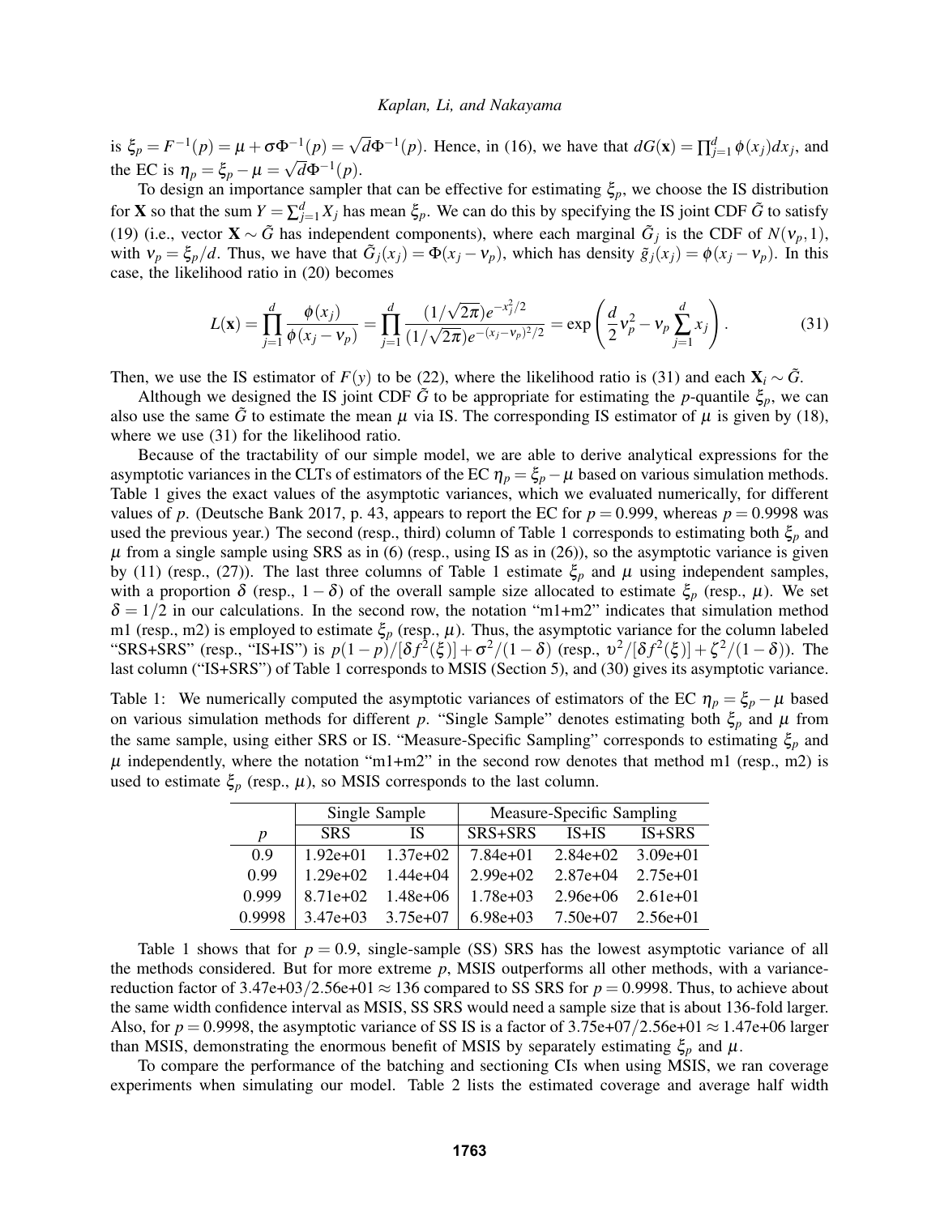is $\xi_p = F^{-1}(p) = \mu + \sigma\Phi^{-1}(p) = \sqrt{d}\Phi^{-1}(p)$. Hence, in (16), we have that $dG(\mathbf{x}) = \prod_{j=1}^{d} \phi(x_j)dx_j$, and the EC is $\eta_p = \xi_p - \mu = \sqrt{d}\Phi^{-1}(p)$.

To design an importance sampler that can be effective for estimating $\xi_p$, we choose the IS distribution for $\mathbf{X}$ so that the sum $Y = \sum_{j=1}^{d} X_j$ has mean $\xi_p$. We can do this by specifying the IS joint CDF $\tilde{G}$ to satisfy (19) (i.e., vector $\mathbf{X} \sim \tilde{G}$ has independent components), where each marginal $\tilde{G}_j$ is the CDF of $N(\nu_p, 1)$, with $\nu_p = \xi_p/d$. Thus, we have that $\tilde{G}_j(x_j) = \Phi(x_j - \nu_p)$, which has density $\tilde{g}_j(x_j) = \phi(x_j - \nu_p)$. In this case, the likelihood ratio in (20) becomes

$$L(\mathbf{x}) = \prod_{j=1}^{d} \frac{\phi(x_j)}{\phi(x_j - \nu_p)} = \prod_{j=1}^{d} \frac{(1/\sqrt{2\pi})e^{-x_j^2/2}}{(1/\sqrt{2\pi})e^{-(x_j-\nu_p)^2/2}} = \exp\left(\frac{d}{2}\nu_p^2 - \nu_p \sum_{j=1}^{d} x_j\right). \tag{31}$$

Then, we use the IS estimator of $F(y)$ to be (22), where the likelihood ratio is (31) and each $\mathbf{X}_i \sim \tilde{G}$.

Although we designed the IS joint CDF $\tilde{G}$ to be appropriate for estimating the $p$-quantile $\xi_p$, we can also use the same $\tilde{G}$ to estimate the mean $\mu$ via IS. The corresponding IS estimator of $\mu$ is given by (18), where we use (31) for the likelihood ratio.

Because of the tractability of our simple model, we are able to derive analytical expressions for the asymptotic variances in the CLTs of estimators of the EC $\eta_p = \xi_p - \mu$ based on various simulation methods. Table 1 gives the exact values of the asymptotic variances, which we evaluated numerically, for different values of $p$. (Deutsche Bank 2017, p. 43, appears to report the EC for $p = 0.999$, whereas $p = 0.9998$ was used the previous year.) The second (resp., third) column of Table 1 corresponds to estimating both $\xi_p$ and $\mu$ from a single sample using SRS as in (6) (resp., using IS as in (26)), so the asymptotic variance is given by (11) (resp., (27)). The last three columns of Table 1 estimate $\xi_p$ and $\mu$ using independent samples, with a proportion $\delta$ (resp., $1-\delta$) of the overall sample size allocated to estimate $\xi_p$ (resp., $\mu$). We set $\delta = 1/2$ in our calculations. In the second row, the notation "m1+m2" indicates that simulation method m1 (resp., m2) is employed to estimate $\xi_p$ (resp., $\mu$). Thus, the asymptotic variance for the column labeled "SRS+SRS" (resp., "IS+IS") is $p(1-p)/[\delta f^2(\xi)] + \sigma^2/(1-\delta)$ (resp., $\upsilon^2/[\delta f^2(\xi)] + \zeta^2/(1-\delta)$). The last column ("IS+SRS") of Table 1 corresponds to MSIS (Section 5), and (30) gives its asymptotic variance.

Table 1: We numerically computed the asymptotic variances of estimators of the EC $\eta_p = \xi_p - \mu$ based on various simulation methods for different $p$. "Single Sample" denotes estimating both $\xi_p$ and $\mu$ from the same sample, using either SRS or IS. "Measure-Specific Sampling" corresponds to estimating $\xi_p$ and $\mu$ independently, where the notation "m1+m2" in the second row denotes that method m1 (resp., m2) is used to estimate $\xi_p$ (resp., $\mu$), so MSIS corresponds to the last column.

| | Single Sample | | Measure-Specific Sampling | | |
|---|---|---|---|---|---|
| $p$ | SRS | IS | SRS+SRS | IS+IS | IS+SRS |
| 0.9 | 1.92e+01 | 1.37e+02 | 7.84e+01 | 2.84e+02 | 3.09e+01 |
| 0.99 | 1.29e+02 | 1.44e+04 | 2.99e+02 | 2.87e+04 | 2.75e+01 |
| 0.999 | 8.71e+02 | 1.48e+06 | 1.78e+03 | 2.96e+06 | 2.61e+01 |
| 0.9998 | 3.47e+03 | 3.75e+07 | 6.98e+03 | 7.50e+07 | 2.56e+01 |

Table 1 shows that for $p = 0.9$, single-sample (SS) SRS has the lowest asymptotic variance of all the methods considered. But for more extreme $p$, MSIS outperforms all other methods, with a variance-reduction factor of $3.47\text{e+}03/2.56\text{e+}01 \approx 136$ compared to SS SRS for $p = 0.9998$. Thus, to achieve about the same width confidence interval as MSIS, SS SRS would need a sample size that is about 136-fold larger. Also, for $p = 0.9998$, the asymptotic variance of SS IS is a factor of $3.75\text{e+}07/2.56\text{e+}01 \approx 1.47\text{e+}06$ larger than MSIS, demonstrating the enormous benefit of MSIS by separately estimating $\xi_p$ and $\mu$.

To compare the performance of the batching and sectioning CIs when using MSIS, we ran coverage experiments when simulating our model. Table 2 lists the estimated coverage and average half width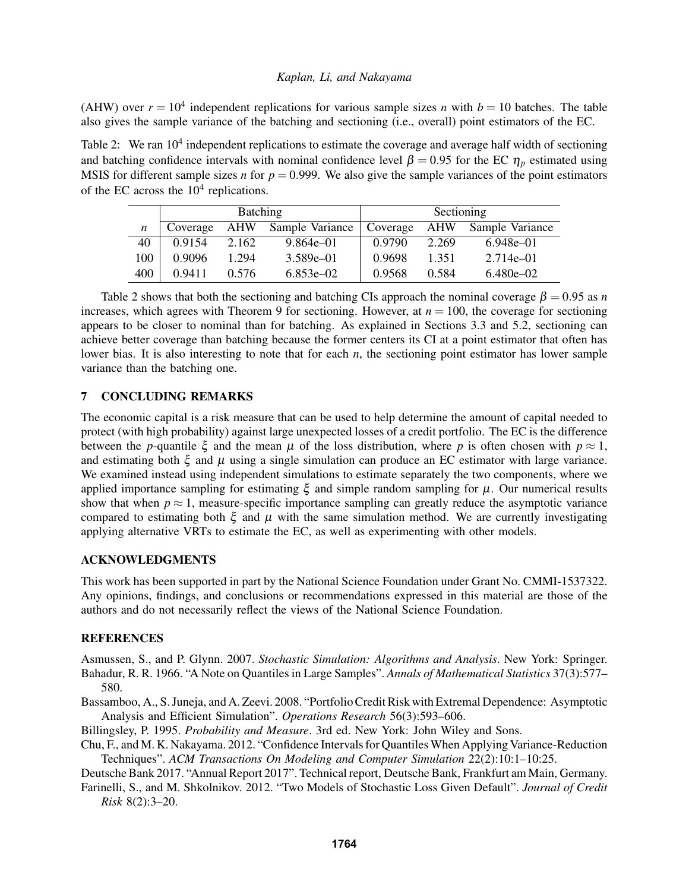(AHW) over $r = 10^4$ independent replications for various sample sizes $n$ with $b = 10$ batches. The table also gives the sample variance of the batching and sectioning (i.e., overall) point estimators of the EC.

Table 2: We ran $10^4$ independent replications to estimate the coverage and average half width of sectioning and batching confidence intervals with nominal confidence level $\beta = 0.95$ for the EC $\eta_p$ estimated using MSIS for different sample sizes $n$ for $p = 0.999$. We also give the sample variances of the point estimators of the EC across the $10^4$ replications.

| | Batching | | | Sectioning | | |
|---|---|---|---|---|---|---|
| $n$ | Coverage | AHW | Sample Variance | Coverage | AHW | Sample Variance |
| 40 | 0.9154 | 2.162 | 9.864e–01 | 0.9790 | 2.269 | 6.948e–01 |
| 100 | 0.9096 | 1.294 | 3.589e–01 | 0.9698 | 1.351 | 2.714e–01 |
| 400 | 0.9411 | 0.576 | 6.853e–02 | 0.9568 | 0.584 | 6.480e–02 |

Table 2 shows that both the sectioning and batching CIs approach the nominal coverage $\beta = 0.95$ as $n$ increases, which agrees with Theorem 9 for sectioning. However, at $n = 100$, the coverage for sectioning appears to be closer to nominal than for batching. As explained in Sections 3.3 and 5.2, sectioning can achieve better coverage than batching because the former centers its CI at a point estimator that often has lower bias. It is also interesting to note that for each $n$, the sectioning point estimator has lower sample variance than the batching one.

## 7 CONCLUDING REMARKS

The economic capital is a risk measure that can be used to help determine the amount of capital needed to protect (with high probability) against large unexpected losses of a credit portfolio. The EC is the difference between the $p$-quantile $\xi$ and the mean $\mu$ of the loss distribution, where $p$ is often chosen with $p \approx 1$, and estimating both $\xi$ and $\mu$ using a single simulation can produce an EC estimator with large variance. We examined instead using independent simulations to estimate separately the two components, where we applied importance sampling for estimating $\xi$ and simple random sampling for $\mu$. Our numerical results show that when $p \approx 1$, measure-specific importance sampling can greatly reduce the asymptotic variance compared to estimating both $\xi$ and $\mu$ with the same simulation method. We are currently investigating applying alternative VRTs to estimate the EC, as well as experimenting with other models.

## ACKNOWLEDGMENTS

This work has been supported in part by the National Science Foundation under Grant No. CMMI-1537322. Any opinions, findings, and conclusions or recommendations expressed in this material are those of the authors and do not necessarily reflect the views of the National Science Foundation.

## REFERENCES

Asmussen, S., and P. Glynn. 2007. *Stochastic Simulation: Algorithms and Analysis*. New York: Springer.

Bahadur, R. R. 1966. "A Note on Quantiles in Large Samples". *Annals of Mathematical Statistics* 37(3):577–580.

Bassamboo, A., S. Juneja, and A. Zeevi. 2008. "Portfolio Credit Risk with Extremal Dependence: Asymptotic Analysis and Efficient Simulation". *Operations Research* 56(3):593–606.

Billingsley, P. 1995. *Probability and Measure*. 3rd ed. New York: John Wiley and Sons.

Chu, F., and M. K. Nakayama. 2012. "Confidence Intervals for Quantiles When Applying Variance-Reduction Techniques". *ACM Transactions On Modeling and Computer Simulation* 22(2):10:1–10:25.

Deutsche Bank 2017. "Annual Report 2017". Technical report, Deutsche Bank, Frankfurt am Main, Germany.

Farinelli, S., and M. Shkolnikov. 2012. "Two Models of Stochastic Loss Given Default". *Journal of Credit Risk* 8(2):3–20.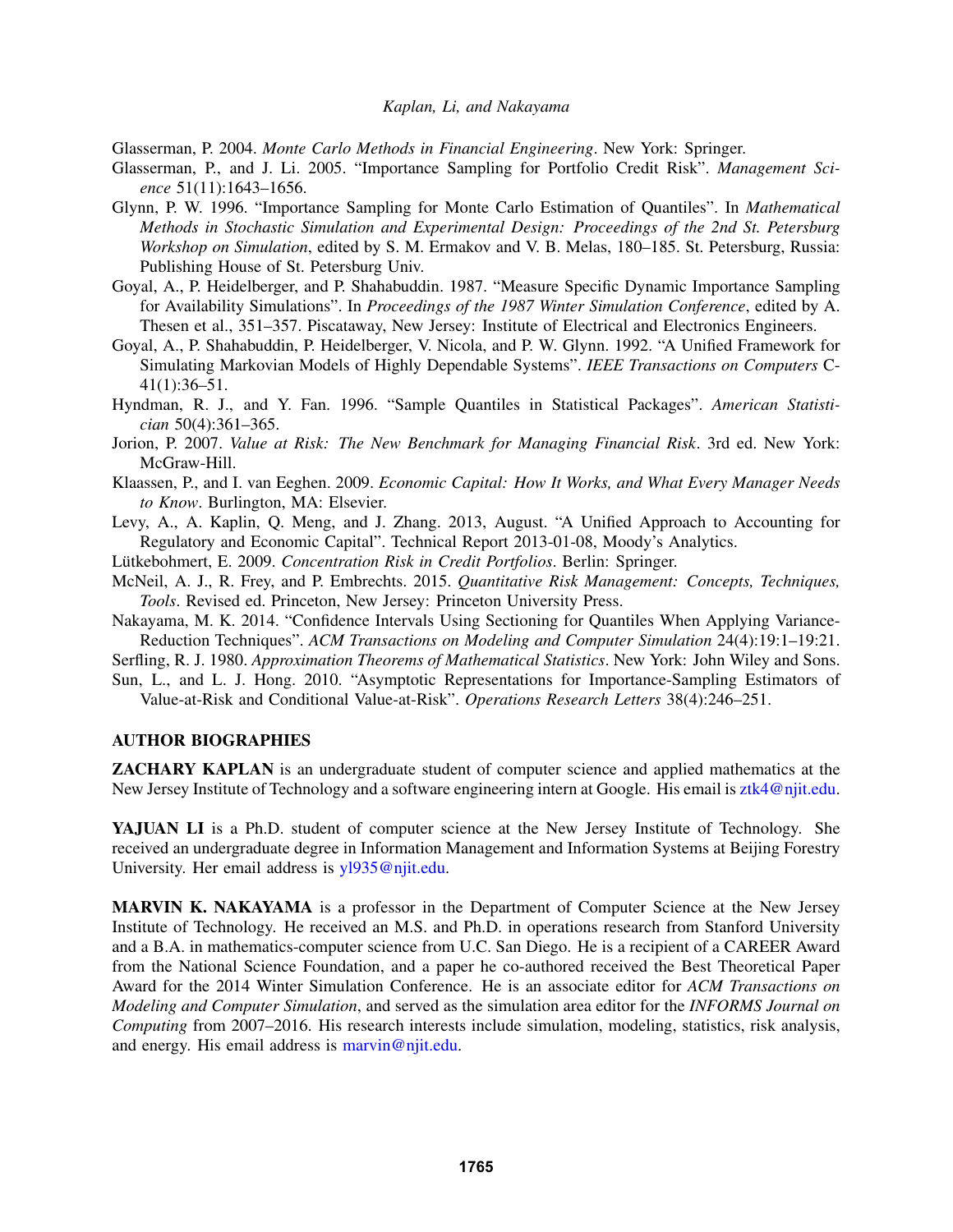Glasserman, P. 2004. *Monte Carlo Methods in Financial Engineering*. New York: Springer.

Glasserman, P., and J. Li. 2005. "Importance Sampling for Portfolio Credit Risk". *Management Science* 51(11):1643–1656.

Glynn, P. W. 1996. "Importance Sampling for Monte Carlo Estimation of Quantiles". In *Mathematical Methods in Stochastic Simulation and Experimental Design: Proceedings of the 2nd St. Petersburg Workshop on Simulation*, edited by S. M. Ermakov and V. B. Melas, 180–185. St. Petersburg, Russia: Publishing House of St. Petersburg Univ.

Goyal, A., P. Heidelberger, and P. Shahabuddin. 1987. "Measure Specific Dynamic Importance Sampling for Availability Simulations". In *Proceedings of the 1987 Winter Simulation Conference*, edited by A. Thesen et al., 351–357. Piscataway, New Jersey: Institute of Electrical and Electronics Engineers.

Goyal, A., P. Shahabuddin, P. Heidelberger, V. Nicola, and P. W. Glynn. 1992. "A Unified Framework for Simulating Markovian Models of Highly Dependable Systems". *IEEE Transactions on Computers* C-41(1):36–51.

Hyndman, R. J., and Y. Fan. 1996. "Sample Quantiles in Statistical Packages". *American Statistician* 50(4):361–365.

Jorion, P. 2007. *Value at Risk: The New Benchmark for Managing Financial Risk*. 3rd ed. New York: McGraw-Hill.

Klaassen, P., and I. van Eeghen. 2009. *Economic Capital: How It Works, and What Every Manager Needs to Know*. Burlington, MA: Elsevier.

Levy, A., A. Kaplin, Q. Meng, and J. Zhang. 2013, August. "A Unified Approach to Accounting for Regulatory and Economic Capital". Technical Report 2013-01-08, Moody's Analytics.

Lütkebohmert, E. 2009. *Concentration Risk in Credit Portfolios*. Berlin: Springer.

McNeil, A. J., R. Frey, and P. Embrechts. 2015. *Quantitative Risk Management: Concepts, Techniques, Tools*. Revised ed. Princeton, New Jersey: Princeton University Press.

Nakayama, M. K. 2014. "Confidence Intervals Using Sectioning for Quantiles When Applying Variance-Reduction Techniques". *ACM Transactions on Modeling and Computer Simulation* 24(4):19:1–19:21.

Serfling, R. J. 1980. *Approximation Theorems of Mathematical Statistics*. New York: John Wiley and Sons.

Sun, L., and L. J. Hong. 2010. "Asymptotic Representations for Importance-Sampling Estimators of Value-at-Risk and Conditional Value-at-Risk". *Operations Research Letters* 38(4):246–251.

## AUTHOR BIOGRAPHIES

**ZACHARY KAPLAN** is an undergraduate student of computer science and applied mathematics at the New Jersey Institute of Technology and a software engineering intern at Google. His email is ztk4@njit.edu.

**YAJUAN LI** is a Ph.D. student of computer science at the New Jersey Institute of Technology. She received an undergraduate degree in Information Management and Information Systems at Beijing Forestry University. Her email address is yl935@njit.edu.

**MARVIN K. NAKAYAMA** is a professor in the Department of Computer Science at the New Jersey Institute of Technology. He received an M.S. and Ph.D. in operations research from Stanford University and a B.A. in mathematics-computer science from U.C. San Diego. He is a recipient of a CAREER Award from the National Science Foundation, and a paper he co-authored received the Best Theoretical Paper Award for the 2014 Winter Simulation Conference. He is an associate editor for *ACM Transactions on Modeling and Computer Simulation*, and served as the simulation area editor for the *INFORMS Journal on Computing* from 2007–2016. His research interests include simulation, modeling, statistics, risk analysis, and energy. His email address is marvin@njit.edu.